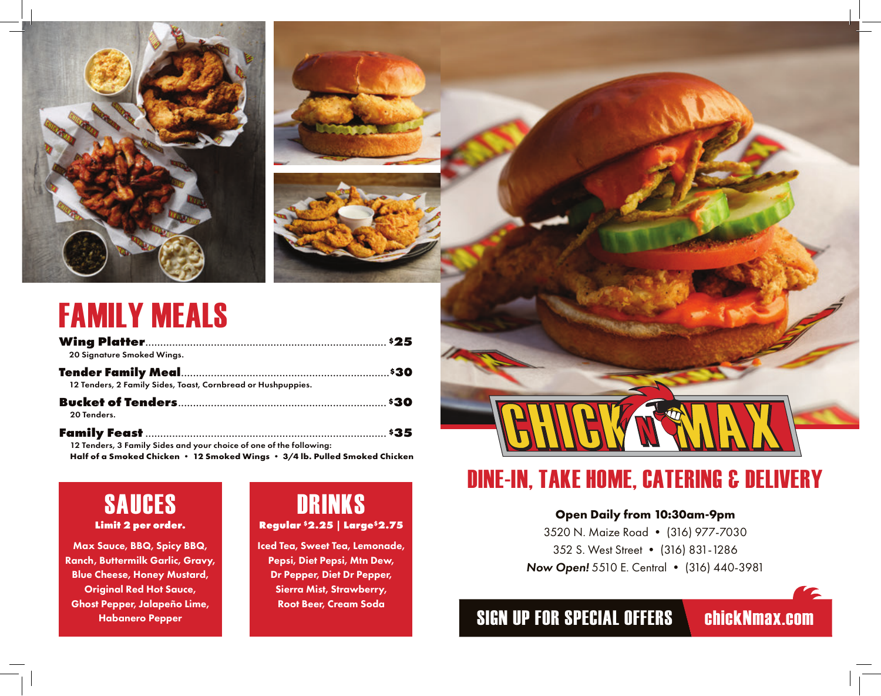# FAMILY MEALS

**Wing Platter**............................................................................. $25
20 Signature Smoked Wings.

**Tender Family Meal**.................................................................... $30
12 Tenders, 2 Family Sides, Toast, Cornbread or Hushpuppies.

**Bucket of Tenders**..................................................................... $30
20 Tenders.

**Family Feast** ............................................................................ $35
12 Tenders, 3 Family Sides and your choice of one of the following:
**Half of a Smoked Chicken • 12 Smoked Wings • 3/4 lb. Pulled Smoked Chicken**

## SAUCES

**Limit 2 per order.**

**Max Sauce, BBQ, Spicy BBQ, Ranch, Buttermilk Garlic, Gravy, Blue Cheese, Honey Mustard, Original Red Hot Sauce, Ghost Pepper, Jalapeño Lime, Habanero Pepper**

## DRINKS

**Regular $2.25 | Large $2.75**

**Iced Tea, Sweet Tea, Lemonade, Pepsi, Diet Pepsi, Mtn Dew, Dr Pepper, Diet Dr Pepper, Sierra Mist, Strawberry, Root Beer, Cream Soda**

CHICK N MAX

## DINE-IN, TAKE HOME, CATERING & DELIVERY

**Open Daily from 10:30am-9pm**

3520 N. Maize Road • (316) 977-7030

352 S. West Street • (316) 831-1286

***Now Open!*** 5510 E. Central • (316) 440-3981

SIGN UP FOR SPECIAL OFFERS **chickNmax.com**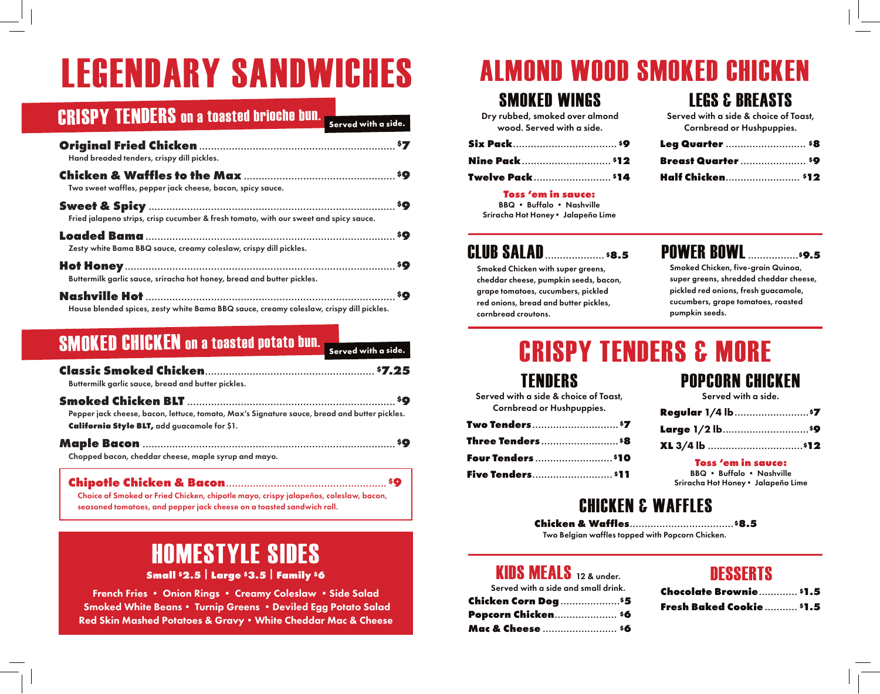# LEGENDARY SANDWICHES

## CRISPY TENDERS on a toasted brioche bun.

**Served with a side.**

**Original Fried Chicken** ........ $7
Hand breaded tenders, crispy dill pickles.

**Chicken & Waffles to the Max** ........ $9
Two sweet waffles, pepper jack cheese, bacon, spicy sauce.

**Sweet & Spicy** ........ $9
Fried jalapeno strips, crisp cucumber & fresh tomato, with our sweet and spicy sauce.

**Loaded Bama** ........ $9
Zesty white Bama BBQ sauce, creamy coleslaw, crispy dill pickles.

**Hot Honey** ........ $9
Buttermilk garlic sauce, sriracha hot honey, bread and butter pickles.

**Nashville Hot** ........ $9
House blended spices, zesty white Bama BBQ sauce, creamy coleslaw, crispy dill pickles.

## SMOKED CHICKEN on a toasted potato bun.

**Served with a side.**

**Classic Smoked Chicken** ........ $7.25
Buttermilk garlic sauce, bread and butter pickles.

**Smoked Chicken BLT** ........ $9
Pepper jack cheese, bacon, lettuce, tomato, Max's Signature sauce, bread and butter pickles.
**California Style BLT,** add guacamole for $1.

**Maple Bacon** ........ $9
Chopped bacon, cheddar cheese, maple syrup and mayo.

**Chipotle Chicken & Bacon** ........ $9
Choice of Smoked or Fried Chicken, chipotle mayo, crispy jalapeños, coleslaw, bacon, seasoned tomatoes, and pepper jack cheese on a toasted sandwich roll.

## HOMESTYLE SIDES

**Small $2.5 | Large $3.5 | Family $6**

French Fries • Onion Rings • Creamy Coleslaw • Side Salad
Smoked White Beans • Turnip Greens • Deviled Egg Potato Salad
Red Skin Mashed Potatoes & Gravy • White Cheddar Mac & Cheese

# ALMOND WOOD SMOKED CHICKEN

## SMOKED WINGS

Dry rubbed, smoked over almond wood. Served with a side.

**Six Pack** ........ $9
**Nine Pack** ........ $12
**Twelve Pack** ........ $14

**Toss 'em in sauce:**
BBQ • Buffalo • Nashville
Sriracha Hot Honey • Jalapeño Lime

## LEGS & BREASTS

Served with a side & choice of Toast, Cornbread or Hushpuppies.

**Leg Quarter** ........ $8
**Breast Quarter** ........ $9
**Half Chicken** ........ $12

## CLUB SALAD ........ $8.5

Smoked Chicken with super greens, cheddar cheese, pumpkin seeds, bacon, grape tomatoes, cucumbers, pickled red onions, bread and butter pickles, cornbread croutons.

## POWER BOWL ........ $9.5

Smoked Chicken, five-grain Quinoa, super greens, shredded cheddar cheese, pickled red onions, fresh guacamole, cucumbers, grape tomatoes, roasted pumpkin seeds.

# CRISPY TENDERS & MORE

## TENDERS

Served with a side & choice of Toast, Cornbread or Hushpuppies.

**Two Tenders** ........ $7
**Three Tenders** ........ $8
**Four Tenders** ........ $10
**Five Tenders** ........ $11

## POPCORN CHICKEN

Served with a side.

**Regular** 1/4 lb ........ $7
**Large** 1/2 lb ........ $9
**XL** 3/4 lb ........ $12

**Toss 'em in sauce:**
BBQ • Buffalo • Nashville
Sriracha Hot Honey • Jalapeño Lime

## CHICKEN & WAFFLES

**Chicken & Waffles** ........ $8.5
Two Belgian waffles topped with Popcorn Chicken.

## KIDS MEALS 12 & under.

Served with a side and small drink.

**Chicken Corn Dog** ........ $5
**Popcorn Chicken** ........ $6
**Mac & Cheese** ........ $6

## DESSERTS

**Chocolate Brownie** ........ $1.5
**Fresh Baked Cookie** ........ $1.5